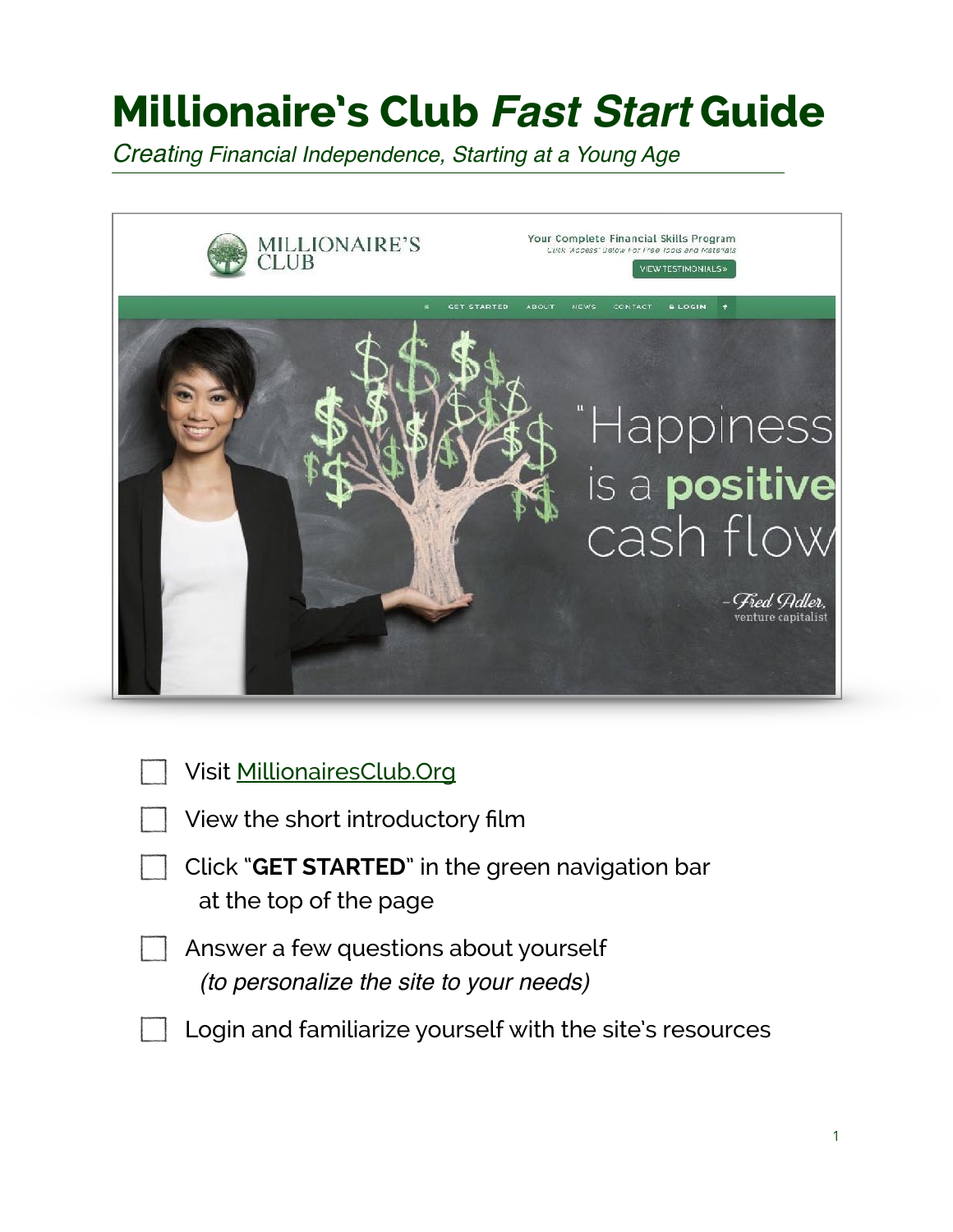# Millionaire's Club *Fast Start* Guide

*Creating Financial Independence, Starting at a Young Age*

- [ ] Visit MillionairesClub.Org
- [ ] View the short introductory film
- [ ] Click "**GET STARTED**" in the green navigation bar at the top of the page
- [ ] Answer a few questions about yourself *(to personalize the site to your needs)*
- [ ] Login and familiarize yourself with the site's resources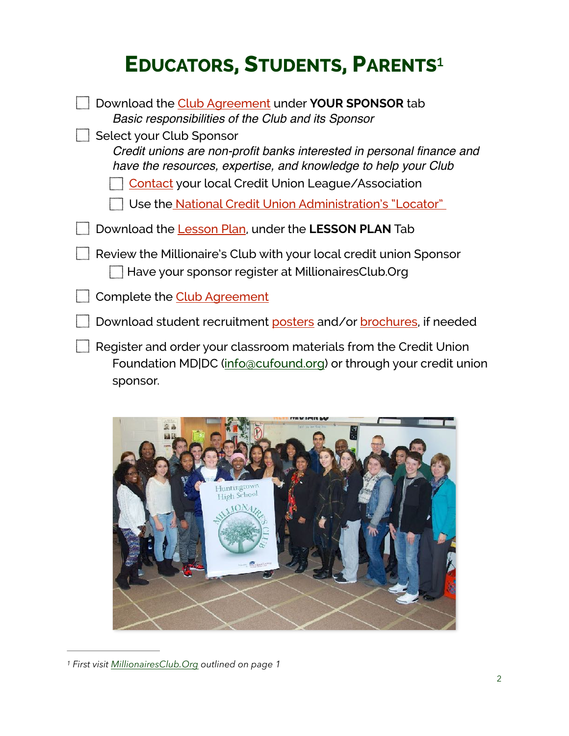# EDUCATORS, STUDENTS, PARENTS[1]

- [ ] Download the Club Agreement under **YOUR SPONSOR** tab
  *Basic responsibilities of the Club and its Sponsor*
- [ ] Select your Club Sponsor
  *Credit unions are non-profit banks interested in personal finance and have the resources, expertise, and knowledge to help your Club*
  - [ ] Contact your local Credit Union League/Association
  - [ ] Use the National Credit Union Administration's "Locator"
- [ ] Download the Lesson Plan, under the **LESSON PLAN** Tab
- [ ] Review the Millionaire's Club with your local credit union Sponsor
  - [ ] Have your sponsor register at MillionairesClub.Org
- [ ] Complete the Club Agreement
- [ ] Download student recruitment posters and/or brochures, if needed
- [ ] Register and order your classroom materials from the Credit Union Foundation MD|DC (info@cufound.org) or through your credit union sponsor.

---

[1] *First visit MillionairesClub.Org outlined on page 1*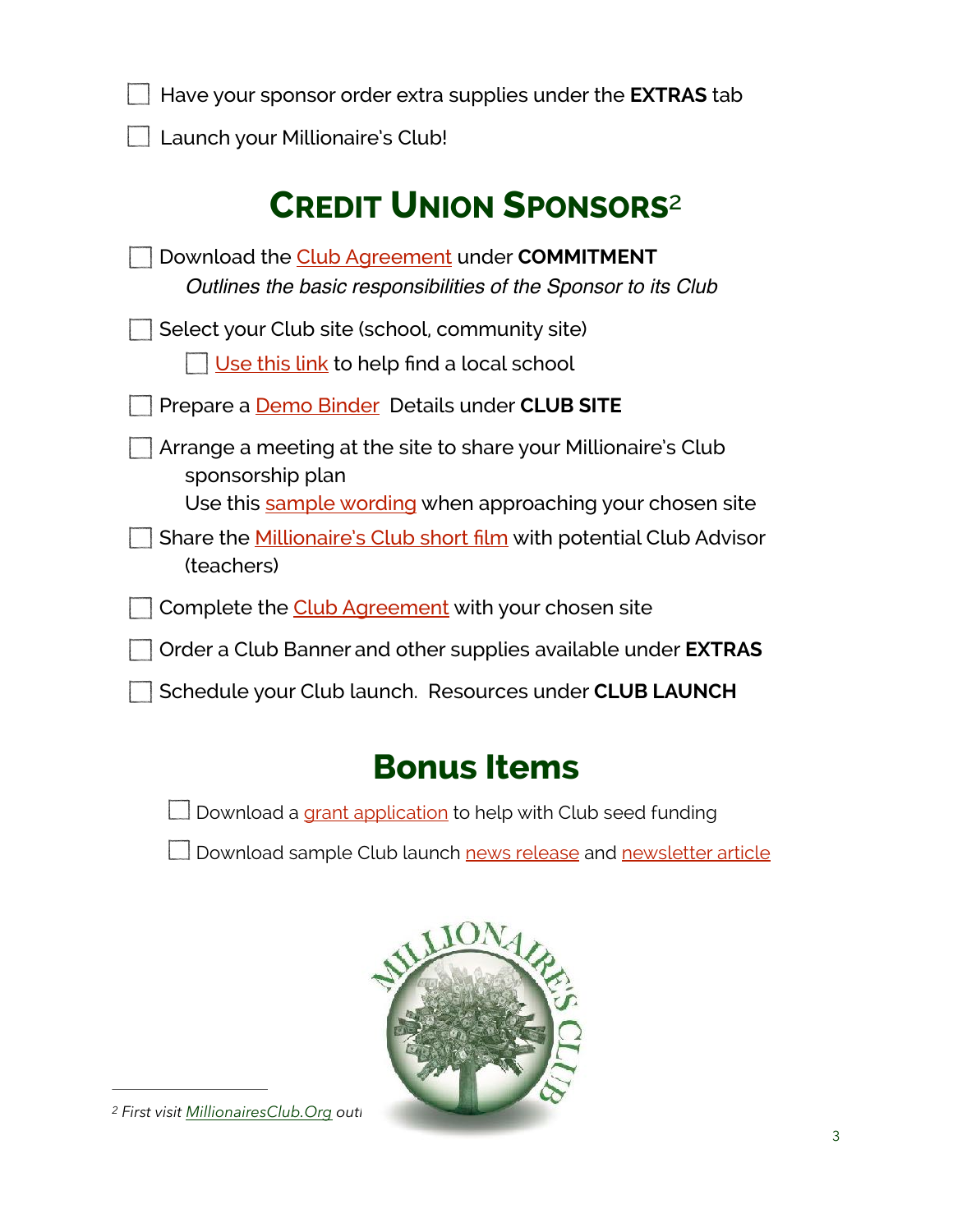- [ ] Have your sponsor order extra supplies under the **EXTRAS** tab
- [ ] Launch your Millionaire's Club!

## CREDIT UNION SPONSORS[2]

- [ ] Download the Club Agreement under **COMMITMENT**
  *Outlines the basic responsibilities of the Sponsor to its Club*
- [ ] Select your Club site (school, community site)
  - [ ] Use this link to help find a local school
- [ ] Prepare a Demo Binder  Details under **CLUB SITE**
- [ ] Arrange a meeting at the site to share your Millionaire's Club sponsorship plan
  Use this sample wording when approaching your chosen site
- [ ] Share the Millionaire's Club short film with potential Club Advisor (teachers)
- [ ] Complete the Club Agreement with your chosen site
- [ ] Order a Club Banner and other supplies available under **EXTRAS**
- [ ] Schedule your Club launch.  Resources under **CLUB LAUNCH**

## Bonus Items

- [ ] Download a grant application to help with Club seed funding
- [ ] Download sample Club launch news release and newsletter article

---

[2] *First visit MillionairesClub.Org out*